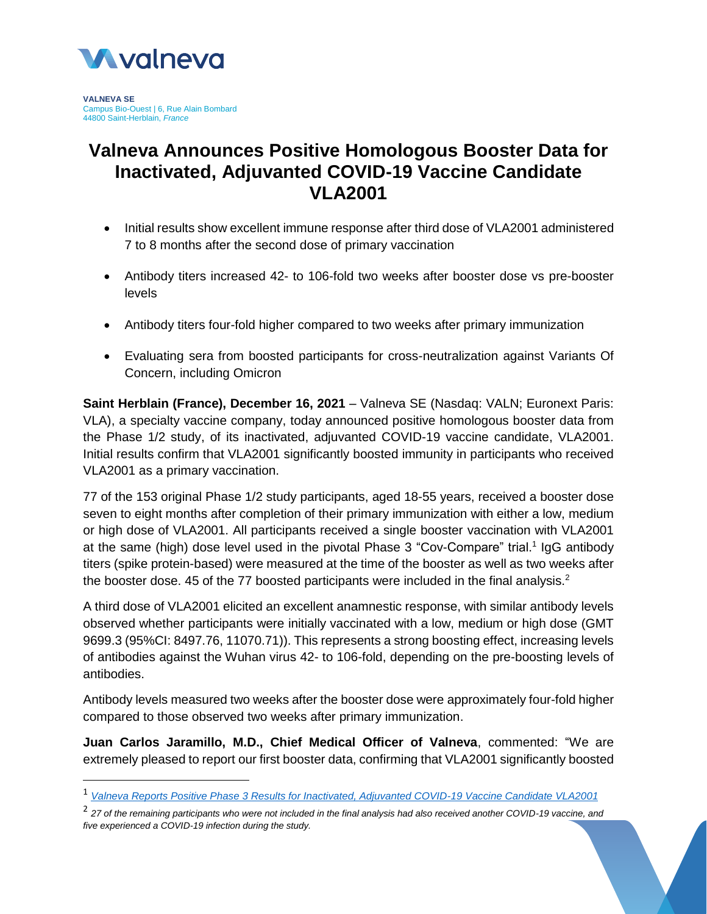**VALNEVA SE**
Campus Bio-Ouest | 6, Rue Alain Bombard
44800 Saint-Herblain, *France*

# Valneva Announces Positive Homologous Booster Data for Inactivated, Adjuvanted COVID-19 Vaccine Candidate VLA2001

- Initial results show excellent immune response after third dose of VLA2001 administered 7 to 8 months after the second dose of primary vaccination
- Antibody titers increased 42- to 106-fold two weeks after booster dose vs pre-booster levels
- Antibody titers four-fold higher compared to two weeks after primary immunization
- Evaluating sera from boosted participants for cross-neutralization against Variants Of Concern, including Omicron

**Saint Herblain (France), December 16, 2021** – Valneva SE (Nasdaq: VALN; Euronext Paris: VLA), a specialty vaccine company, today announced positive homologous booster data from the Phase 1/2 study, of its inactivated, adjuvanted COVID-19 vaccine candidate, VLA2001. Initial results confirm that VLA2001 significantly boosted immunity in participants who received VLA2001 as a primary vaccination.

77 of the 153 original Phase 1/2 study participants, aged 18-55 years, received a booster dose seven to eight months after completion of their primary immunization with either a low, medium or high dose of VLA2001. All participants received a single booster vaccination with VLA2001 at the same (high) dose level used in the pivotal Phase 3 "Cov-Compare" trial.[1] IgG antibody titers (spike protein-based) were measured at the time of the booster as well as two weeks after the booster dose. 45 of the 77 boosted participants were included in the final analysis.[2]

A third dose of VLA2001 elicited an excellent anamnestic response, with similar antibody levels observed whether participants were initially vaccinated with a low, medium or high dose (GMT 9699.3 (95%CI: 8497.76, 11070.71)). This represents a strong boosting effect, increasing levels of antibodies against the Wuhan virus 42- to 106-fold, depending on the pre-boosting levels of antibodies.

Antibody levels measured two weeks after the booster dose were approximately four-fold higher compared to those observed two weeks after primary immunization.

**Juan Carlos Jaramillo, M.D., Chief Medical Officer of Valneva**, commented: "We are extremely pleased to report our first booster data, confirming that VLA2001 significantly boosted

---

[1] *Valneva Reports Positive Phase 3 Results for Inactivated, Adjuvanted COVID-19 Vaccine Candidate VLA2001*

[2] *27 of the remaining participants who were not included in the final analysis had also received another COVID-19 vaccine, and five experienced a COVID-19 infection during the study.*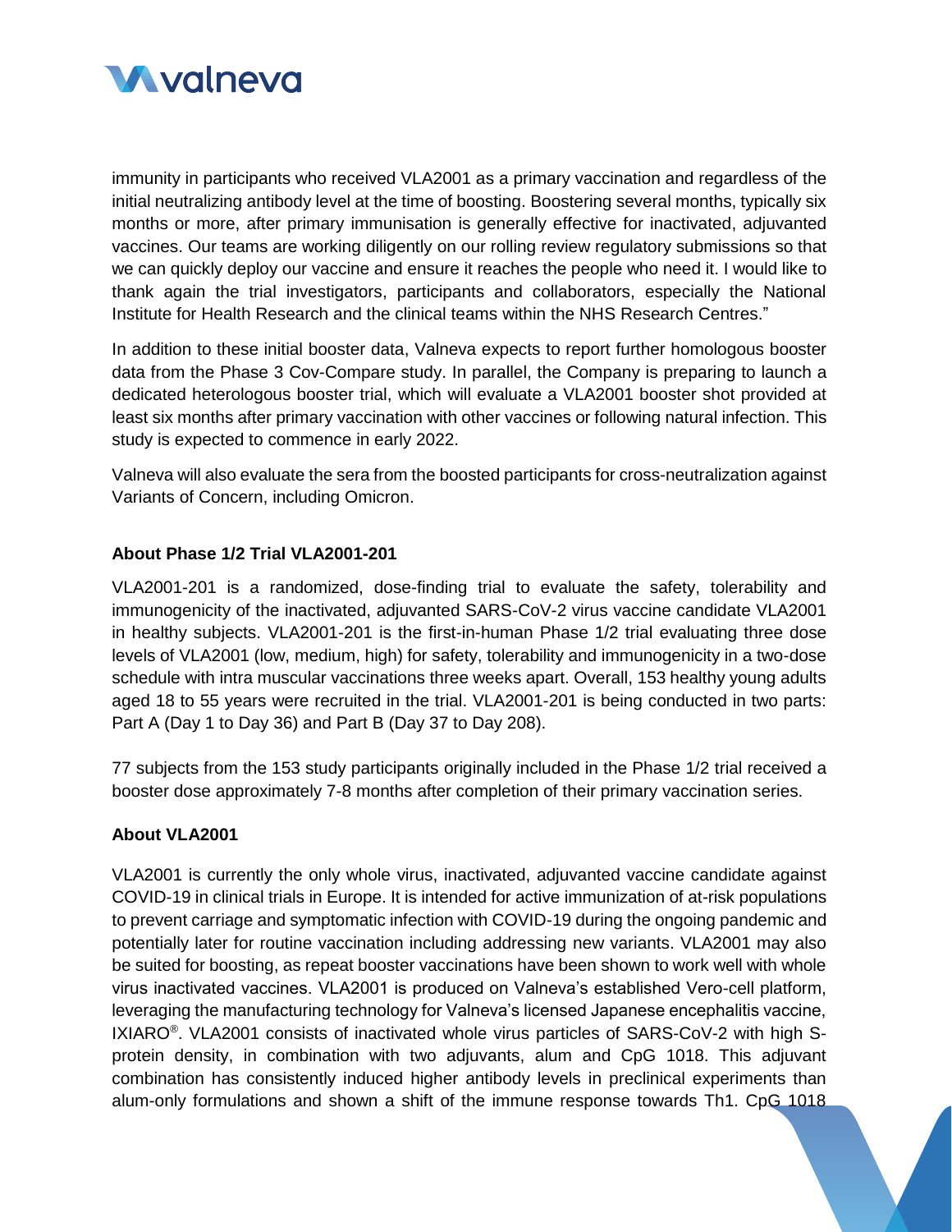immunity in participants who received VLA2001 as a primary vaccination and regardless of the initial neutralizing antibody level at the time of boosting. Boostering several months, typically six months or more, after primary immunisation is generally effective for inactivated, adjuvanted vaccines. Our teams are working diligently on our rolling review regulatory submissions so that we can quickly deploy our vaccine and ensure it reaches the people who need it. I would like to thank again the trial investigators, participants and collaborators, especially the National Institute for Health Research and the clinical teams within the NHS Research Centres."

In addition to these initial booster data, Valneva expects to report further homologous booster data from the Phase 3 Cov-Compare study. In parallel, the Company is preparing to launch a dedicated heterologous booster trial, which will evaluate a VLA2001 booster shot provided at least six months after primary vaccination with other vaccines or following natural infection. This study is expected to commence in early 2022.

Valneva will also evaluate the sera from the boosted participants for cross-neutralization against Variants of Concern, including Omicron.

**About Phase 1/2 Trial VLA2001-201**

VLA2001-201 is a randomized, dose-finding trial to evaluate the safety, tolerability and immunogenicity of the inactivated, adjuvanted SARS-CoV-2 virus vaccine candidate VLA2001 in healthy subjects. VLA2001-201 is the first-in-human Phase 1/2 trial evaluating three dose levels of VLA2001 (low, medium, high) for safety, tolerability and immunogenicity in a two-dose schedule with intra muscular vaccinations three weeks apart. Overall, 153 healthy young adults aged 18 to 55 years were recruited in the trial. VLA2001-201 is being conducted in two parts: Part A (Day 1 to Day 36) and Part B (Day 37 to Day 208).

77 subjects from the 153 study participants originally included in the Phase 1/2 trial received a booster dose approximately 7-8 months after completion of their primary vaccination series.

**About VLA2001**

VLA2001 is currently the only whole virus, inactivated, adjuvanted vaccine candidate against COVID-19 in clinical trials in Europe. It is intended for active immunization of at-risk populations to prevent carriage and symptomatic infection with COVID-19 during the ongoing pandemic and potentially later for routine vaccination including addressing new variants. VLA2001 may also be suited for boosting, as repeat booster vaccinations have been shown to work well with whole virus inactivated vaccines. VLA2001 is produced on Valneva's established Vero-cell platform, leveraging the manufacturing technology for Valneva's licensed Japanese encephalitis vaccine, IXIARO®. VLA2001 consists of inactivated whole virus particles of SARS-CoV-2 with high S-protein density, in combination with two adjuvants, alum and CpG 1018. This adjuvant combination has consistently induced higher antibody levels in preclinical experiments than alum-only formulations and shown a shift of the immune response towards Th1. CpG 1018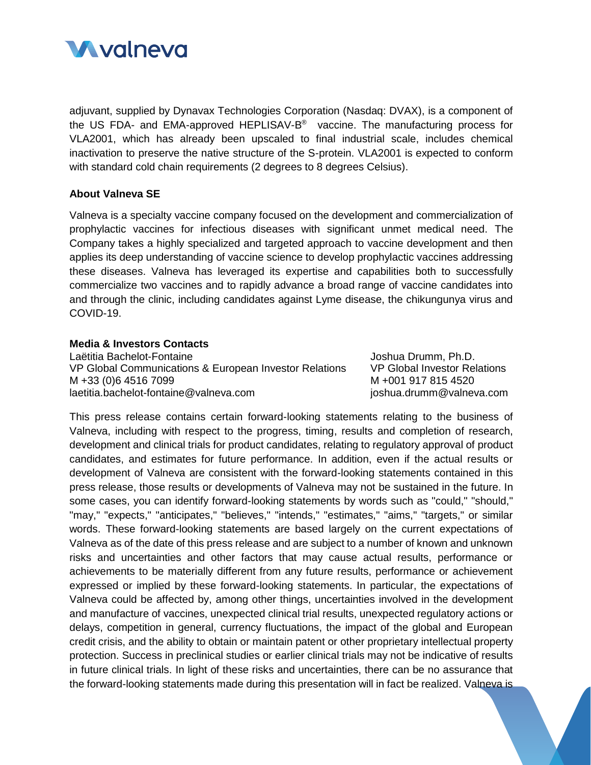adjuvant, supplied by Dynavax Technologies Corporation (Nasdaq: DVAX), is a component of the US FDA- and EMA-approved HEPLISAV-B® vaccine. The manufacturing process for VLA2001, which has already been upscaled to final industrial scale, includes chemical inactivation to preserve the native structure of the S-protein. VLA2001 is expected to conform with standard cold chain requirements (2 degrees to 8 degrees Celsius).

**About Valneva SE**

Valneva is a specialty vaccine company focused on the development and commercialization of prophylactic vaccines for infectious diseases with significant unmet medical need. The Company takes a highly specialized and targeted approach to vaccine development and then applies its deep understanding of vaccine science to develop prophylactic vaccines addressing these diseases. Valneva has leveraged its expertise and capabilities both to successfully commercialize two vaccines and to rapidly advance a broad range of vaccine candidates into and through the clinic, including candidates against Lyme disease, the chikungunya virus and COVID-19.

**Media & Investors Contacts**

Laëtitia Bachelot-Fontaine
VP Global Communications & European Investor Relations
M +33 (0)6 4516 7099
laetitia.bachelot-fontaine@valneva.com

Joshua Drumm, Ph.D.
VP Global Investor Relations
M +001 917 815 4520
joshua.drumm@valneva.com

This press release contains certain forward-looking statements relating to the business of Valneva, including with respect to the progress, timing, results and completion of research, development and clinical trials for product candidates, relating to regulatory approval of product candidates, and estimates for future performance. In addition, even if the actual results or development of Valneva are consistent with the forward-looking statements contained in this press release, those results or developments of Valneva may not be sustained in the future. In some cases, you can identify forward-looking statements by words such as "could," "should," "may," "expects," "anticipates," "believes," "intends," "estimates," "aims," "targets," or similar words. These forward-looking statements are based largely on the current expectations of Valneva as of the date of this press release and are subject to a number of known and unknown risks and uncertainties and other factors that may cause actual results, performance or achievements to be materially different from any future results, performance or achievement expressed or implied by these forward-looking statements. In particular, the expectations of Valneva could be affected by, among other things, uncertainties involved in the development and manufacture of vaccines, unexpected clinical trial results, unexpected regulatory actions or delays, competition in general, currency fluctuations, the impact of the global and European credit crisis, and the ability to obtain or maintain patent or other proprietary intellectual property protection. Success in preclinical studies or earlier clinical trials may not be indicative of results in future clinical trials. In light of these risks and uncertainties, there can be no assurance that the forward-looking statements made during this presentation will in fact be realized. Valneva is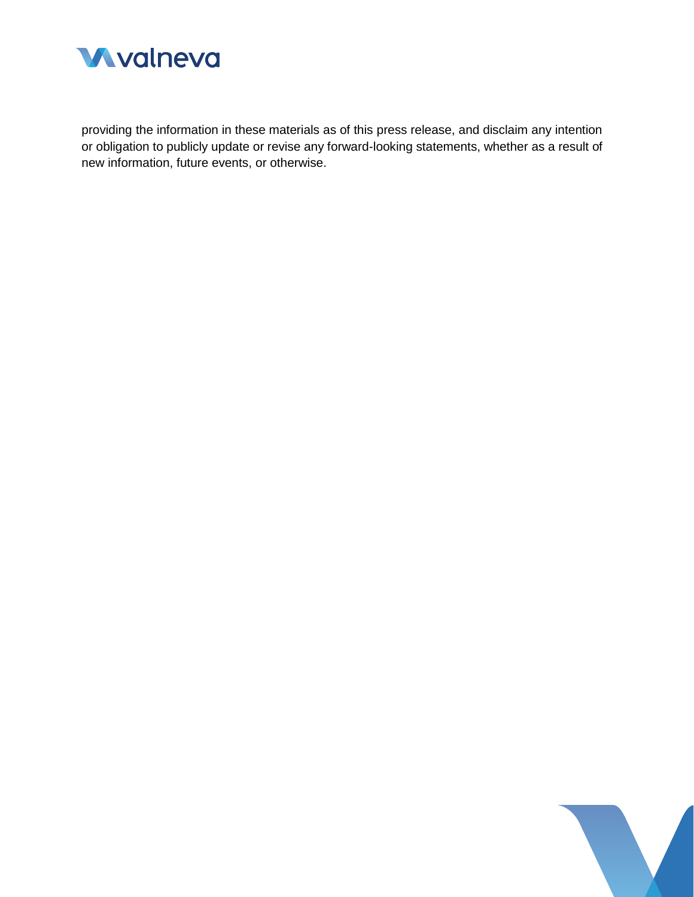providing the information in these materials as of this press release, and disclaim any intention or obligation to publicly update or revise any forward-looking statements, whether as a result of new information, future events, or otherwise.